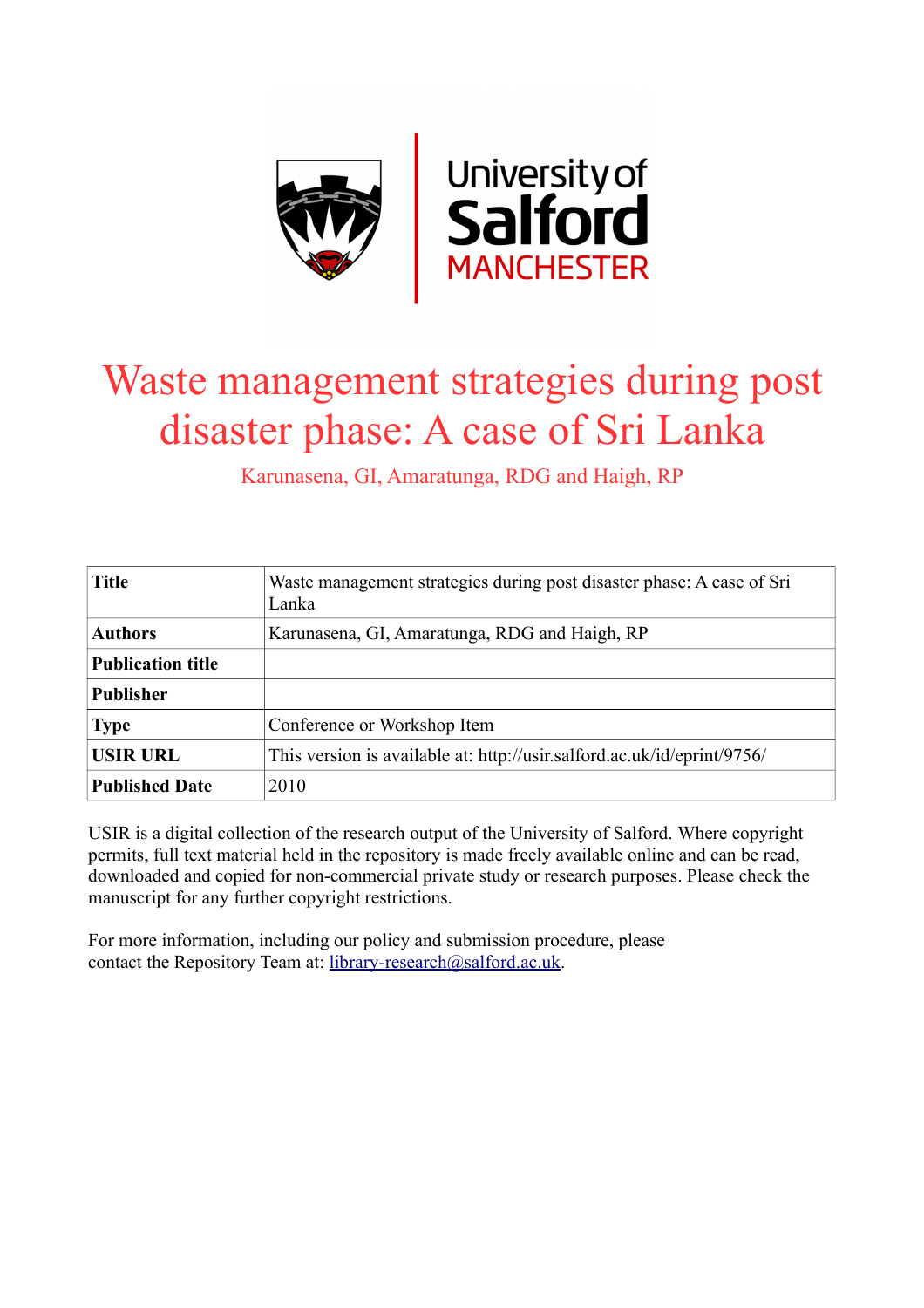# Waste management strategies during post disaster phase: A case of Sri Lanka

Karunasena, GI, Amaratunga, RDG and Haigh, RP

| **Title** | Waste management strategies during post disaster phase: A case of Sri Lanka |
|---|---|
| **Authors** | Karunasena, GI, Amaratunga, RDG and Haigh, RP |
| **Publication title** | |
| **Publisher** | |
| **Type** | Conference or Workshop Item |
| **USIR URL** | This version is available at: http://usir.salford.ac.uk/id/eprint/9756/ |
| **Published Date** | 2010 |

USIR is a digital collection of the research output of the University of Salford. Where copyright permits, full text material held in the repository is made freely available online and can be read, downloaded and copied for non-commercial private study or research purposes. Please check the manuscript for any further copyright restrictions.

For more information, including our policy and submission procedure, please contact the Repository Team at: library-research@salford.ac.uk.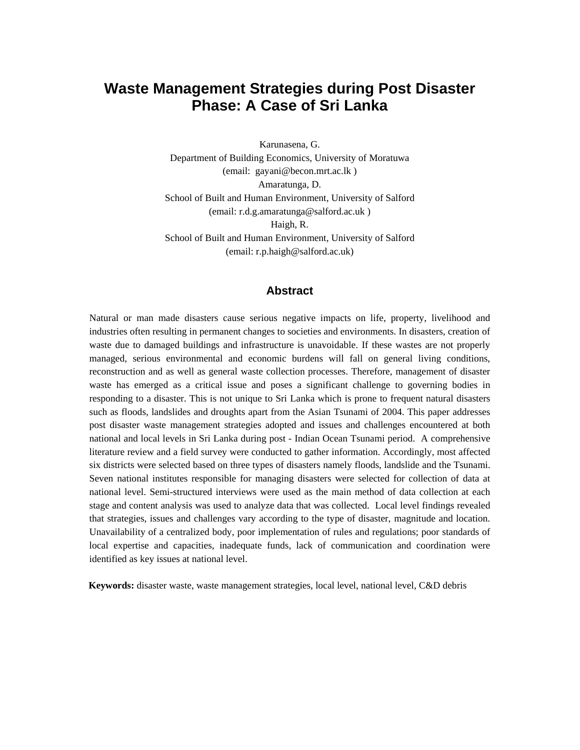# Waste Management Strategies during Post Disaster Phase: A Case of Sri Lanka

Karunasena, G.
Department of Building Economics, University of Moratuwa
(email: gayani@becon.mrt.ac.lk )
Amaratunga, D.
School of Built and Human Environment, University of Salford
(email: r.d.g.amaratunga@salford.ac.uk )
Haigh, R.
School of Built and Human Environment, University of Salford
(email: r.p.haigh@salford.ac.uk)

## Abstract

Natural or man made disasters cause serious negative impacts on life, property, livelihood and industries often resulting in permanent changes to societies and environments. In disasters, creation of waste due to damaged buildings and infrastructure is unavoidable. If these wastes are not properly managed, serious environmental and economic burdens will fall on general living conditions, reconstruction and as well as general waste collection processes. Therefore, management of disaster waste has emerged as a critical issue and poses a significant challenge to governing bodies in responding to a disaster. This is not unique to Sri Lanka which is prone to frequent natural disasters such as floods, landslides and droughts apart from the Asian Tsunami of 2004. This paper addresses post disaster waste management strategies adopted and issues and challenges encountered at both national and local levels in Sri Lanka during post - Indian Ocean Tsunami period. A comprehensive literature review and a field survey were conducted to gather information. Accordingly, most affected six districts were selected based on three types of disasters namely floods, landslide and the Tsunami. Seven national institutes responsible for managing disasters were selected for collection of data at national level. Semi-structured interviews were used as the main method of data collection at each stage and content analysis was used to analyze data that was collected. Local level findings revealed that strategies, issues and challenges vary according to the type of disaster, magnitude and location. Unavailability of a centralized body, poor implementation of rules and regulations; poor standards of local expertise and capacities, inadequate funds, lack of communication and coordination were identified as key issues at national level.

**Keywords:** disaster waste, waste management strategies, local level, national level, C&D debris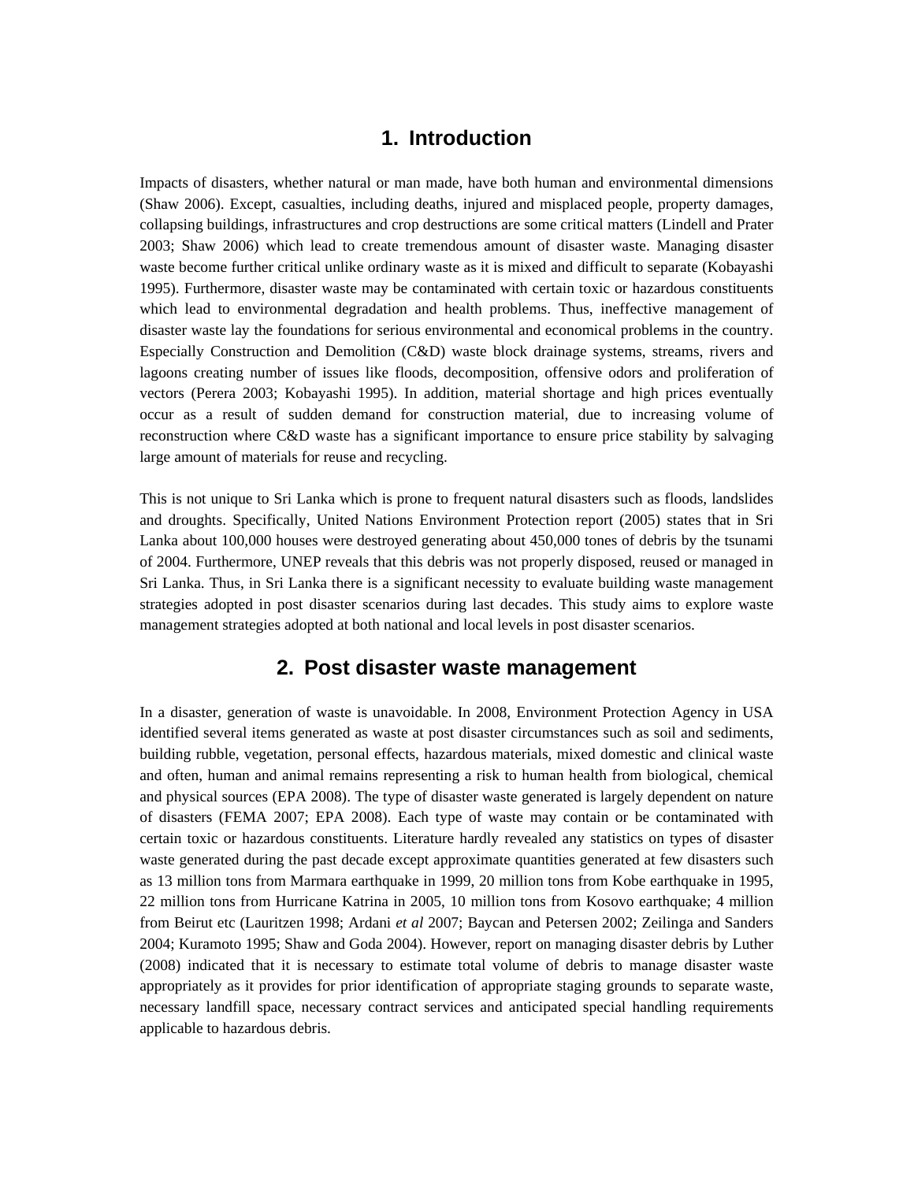# 1. Introduction

Impacts of disasters, whether natural or man made, have both human and environmental dimensions (Shaw 2006). Except, casualties, including deaths, injured and misplaced people, property damages, collapsing buildings, infrastructures and crop destructions are some critical matters (Lindell and Prater 2003; Shaw 2006) which lead to create tremendous amount of disaster waste. Managing disaster waste become further critical unlike ordinary waste as it is mixed and difficult to separate (Kobayashi 1995). Furthermore, disaster waste may be contaminated with certain toxic or hazardous constituents which lead to environmental degradation and health problems. Thus, ineffective management of disaster waste lay the foundations for serious environmental and economical problems in the country. Especially Construction and Demolition (C&D) waste block drainage systems, streams, rivers and lagoons creating number of issues like floods, decomposition, offensive odors and proliferation of vectors (Perera 2003; Kobayashi 1995). In addition, material shortage and high prices eventually occur as a result of sudden demand for construction material, due to increasing volume of reconstruction where C&D waste has a significant importance to ensure price stability by salvaging large amount of materials for reuse and recycling.

This is not unique to Sri Lanka which is prone to frequent natural disasters such as floods, landslides and droughts. Specifically, United Nations Environment Protection report (2005) states that in Sri Lanka about 100,000 houses were destroyed generating about 450,000 tones of debris by the tsunami of 2004. Furthermore, UNEP reveals that this debris was not properly disposed, reused or managed in Sri Lanka. Thus, in Sri Lanka there is a significant necessity to evaluate building waste management strategies adopted in post disaster scenarios during last decades. This study aims to explore waste management strategies adopted at both national and local levels in post disaster scenarios.

# 2. Post disaster waste management

In a disaster, generation of waste is unavoidable. In 2008, Environment Protection Agency in USA identified several items generated as waste at post disaster circumstances such as soil and sediments, building rubble, vegetation, personal effects, hazardous materials, mixed domestic and clinical waste and often, human and animal remains representing a risk to human health from biological, chemical and physical sources (EPA 2008). The type of disaster waste generated is largely dependent on nature of disasters (FEMA 2007; EPA 2008). Each type of waste may contain or be contaminated with certain toxic or hazardous constituents. Literature hardly revealed any statistics on types of disaster waste generated during the past decade except approximate quantities generated at few disasters such as 13 million tons from Marmara earthquake in 1999, 20 million tons from Kobe earthquake in 1995, 22 million tons from Hurricane Katrina in 2005, 10 million tons from Kosovo earthquake; 4 million from Beirut etc (Lauritzen 1998; Ardani *et al* 2007; Baycan and Petersen 2002; Zeilinga and Sanders 2004; Kuramoto 1995; Shaw and Goda 2004). However, report on managing disaster debris by Luther (2008) indicated that it is necessary to estimate total volume of debris to manage disaster waste appropriately as it provides for prior identification of appropriate staging grounds to separate waste, necessary landfill space, necessary contract services and anticipated special handling requirements applicable to hazardous debris.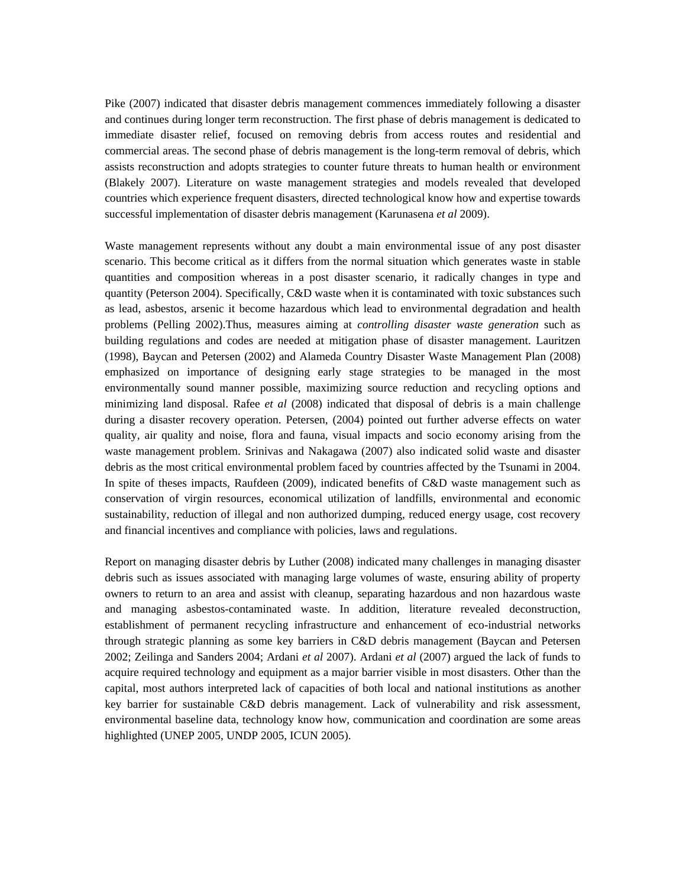Pike (2007) indicated that disaster debris management commences immediately following a disaster and continues during longer term reconstruction. The first phase of debris management is dedicated to immediate disaster relief, focused on removing debris from access routes and residential and commercial areas. The second phase of debris management is the long-term removal of debris, which assists reconstruction and adopts strategies to counter future threats to human health or environment (Blakely 2007). Literature on waste management strategies and models revealed that developed countries which experience frequent disasters, directed technological know how and expertise towards successful implementation of disaster debris management (Karunasena *et al* 2009).

Waste management represents without any doubt a main environmental issue of any post disaster scenario. This become critical as it differs from the normal situation which generates waste in stable quantities and composition whereas in a post disaster scenario, it radically changes in type and quantity (Peterson 2004). Specifically, C&D waste when it is contaminated with toxic substances such as lead, asbestos, arsenic it become hazardous which lead to environmental degradation and health problems (Pelling 2002).Thus, measures aiming at *controlling disaster waste generation* such as building regulations and codes are needed at mitigation phase of disaster management. Lauritzen (1998), Baycan and Petersen (2002) and Alameda Country Disaster Waste Management Plan (2008) emphasized on importance of designing early stage strategies to be managed in the most environmentally sound manner possible, maximizing source reduction and recycling options and minimizing land disposal. Rafee *et al* (2008) indicated that disposal of debris is a main challenge during a disaster recovery operation. Petersen, (2004) pointed out further adverse effects on water quality, air quality and noise, flora and fauna, visual impacts and socio economy arising from the waste management problem. Srinivas and Nakagawa (2007) also indicated solid waste and disaster debris as the most critical environmental problem faced by countries affected by the Tsunami in 2004. In spite of theses impacts, Raufdeen (2009), indicated benefits of C&D waste management such as conservation of virgin resources, economical utilization of landfills, environmental and economic sustainability, reduction of illegal and non authorized dumping, reduced energy usage, cost recovery and financial incentives and compliance with policies, laws and regulations.

Report on managing disaster debris by Luther (2008) indicated many challenges in managing disaster debris such as issues associated with managing large volumes of waste, ensuring ability of property owners to return to an area and assist with cleanup, separating hazardous and non hazardous waste and managing asbestos-contaminated waste. In addition, literature revealed deconstruction, establishment of permanent recycling infrastructure and enhancement of eco-industrial networks through strategic planning as some key barriers in C&D debris management (Baycan and Petersen 2002; Zeilinga and Sanders 2004; Ardani *et al* 2007). Ardani *et al* (2007) argued the lack of funds to acquire required technology and equipment as a major barrier visible in most disasters. Other than the capital, most authors interpreted lack of capacities of both local and national institutions as another key barrier for sustainable C&D debris management. Lack of vulnerability and risk assessment, environmental baseline data, technology know how, communication and coordination are some areas highlighted (UNEP 2005, UNDP 2005, ICUN 2005).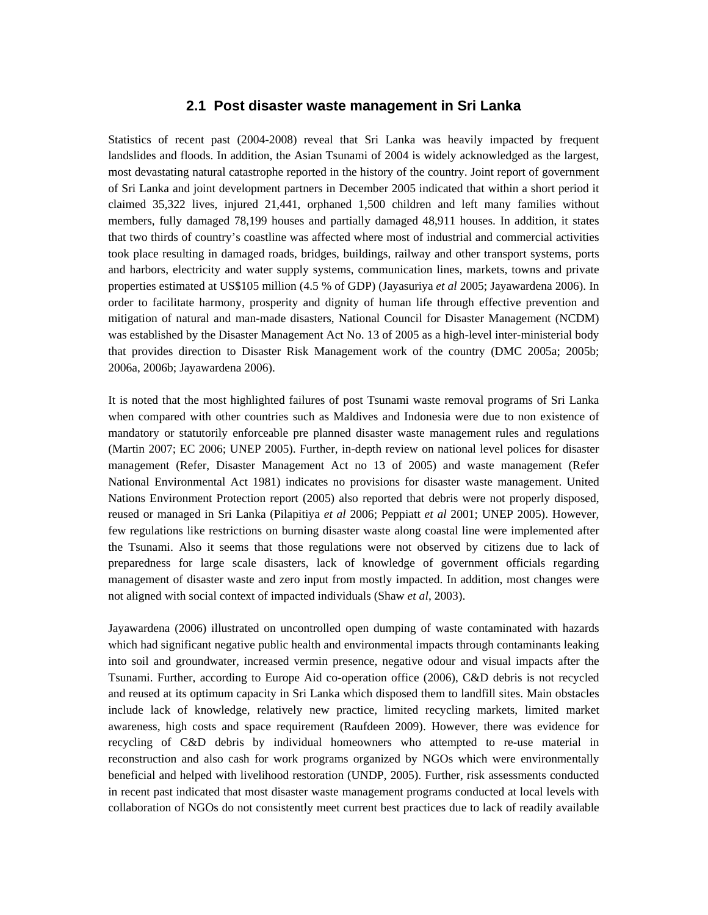## 2.1 Post disaster waste management in Sri Lanka

Statistics of recent past (2004-2008) reveal that Sri Lanka was heavily impacted by frequent landslides and floods. In addition, the Asian Tsunami of 2004 is widely acknowledged as the largest, most devastating natural catastrophe reported in the history of the country. Joint report of government of Sri Lanka and joint development partners in December 2005 indicated that within a short period it claimed 35,322 lives, injured 21,441, orphaned 1,500 children and left many families without members, fully damaged 78,199 houses and partially damaged 48,911 houses. In addition, it states that two thirds of country's coastline was affected where most of industrial and commercial activities took place resulting in damaged roads, bridges, buildings, railway and other transport systems, ports and harbors, electricity and water supply systems, communication lines, markets, towns and private properties estimated at US$105 million (4.5 % of GDP) (Jayasuriya *et al* 2005; Jayawardena 2006). In order to facilitate harmony, prosperity and dignity of human life through effective prevention and mitigation of natural and man-made disasters, National Council for Disaster Management (NCDM) was established by the Disaster Management Act No. 13 of 2005 as a high-level inter-ministerial body that provides direction to Disaster Risk Management work of the country (DMC 2005a; 2005b; 2006a, 2006b; Jayawardena 2006).

It is noted that the most highlighted failures of post Tsunami waste removal programs of Sri Lanka when compared with other countries such as Maldives and Indonesia were due to non existence of mandatory or statutorily enforceable pre planned disaster waste management rules and regulations (Martin 2007; EC 2006; UNEP 2005). Further, in-depth review on national level polices for disaster management (Refer, Disaster Management Act no 13 of 2005) and waste management (Refer National Environmental Act 1981) indicates no provisions for disaster waste management. United Nations Environment Protection report (2005) also reported that debris were not properly disposed, reused or managed in Sri Lanka (Pilapitiya *et al* 2006; Peppiatt *et al* 2001; UNEP 2005). However, few regulations like restrictions on burning disaster waste along coastal line were implemented after the Tsunami. Also it seems that those regulations were not observed by citizens due to lack of preparedness for large scale disasters, lack of knowledge of government officials regarding management of disaster waste and zero input from mostly impacted. In addition, most changes were not aligned with social context of impacted individuals (Shaw *et al*, 2003).

Jayawardena (2006) illustrated on uncontrolled open dumping of waste contaminated with hazards which had significant negative public health and environmental impacts through contaminants leaking into soil and groundwater, increased vermin presence, negative odour and visual impacts after the Tsunami. Further, according to Europe Aid co-operation office (2006), C&D debris is not recycled and reused at its optimum capacity in Sri Lanka which disposed them to landfill sites. Main obstacles include lack of knowledge, relatively new practice, limited recycling markets, limited market awareness, high costs and space requirement (Raufdeen 2009). However, there was evidence for recycling of C&D debris by individual homeowners who attempted to re-use material in reconstruction and also cash for work programs organized by NGOs which were environmentally beneficial and helped with livelihood restoration (UNDP, 2005). Further, risk assessments conducted in recent past indicated that most disaster waste management programs conducted at local levels with collaboration of NGOs do not consistently meet current best practices due to lack of readily available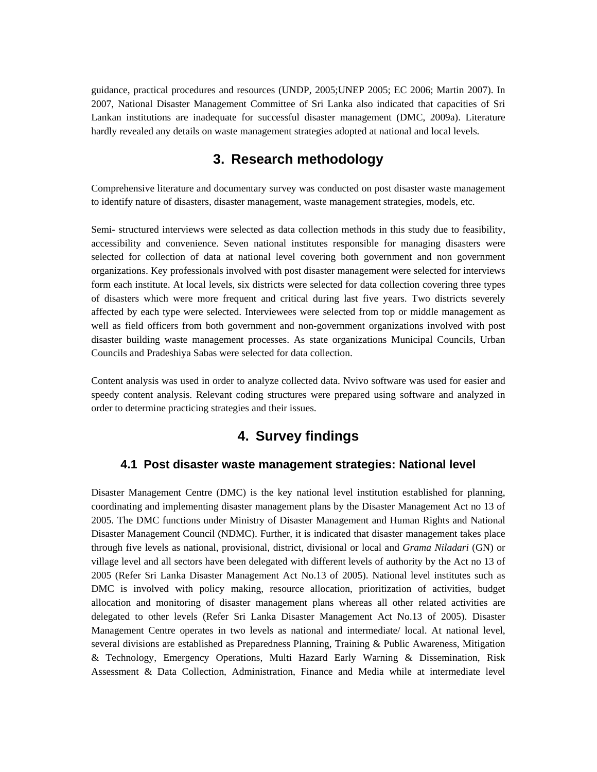guidance, practical procedures and resources (UNDP, 2005;UNEP 2005; EC 2006; Martin 2007). In 2007, National Disaster Management Committee of Sri Lanka also indicated that capacities of Sri Lankan institutions are inadequate for successful disaster management (DMC, 2009a). Literature hardly revealed any details on waste management strategies adopted at national and local levels.

# 3. Research methodology

Comprehensive literature and documentary survey was conducted on post disaster waste management to identify nature of disasters, disaster management, waste management strategies, models, etc.

Semi- structured interviews were selected as data collection methods in this study due to feasibility, accessibility and convenience. Seven national institutes responsible for managing disasters were selected for collection of data at national level covering both government and non government organizations. Key professionals involved with post disaster management were selected for interviews form each institute. At local levels, six districts were selected for data collection covering three types of disasters which were more frequent and critical during last five years. Two districts severely affected by each type were selected. Interviewees were selected from top or middle management as well as field officers from both government and non-government organizations involved with post disaster building waste management processes. As state organizations Municipal Councils, Urban Councils and Pradeshiya Sabas were selected for data collection.

Content analysis was used in order to analyze collected data. Nvivo software was used for easier and speedy content analysis. Relevant coding structures were prepared using software and analyzed in order to determine practicing strategies and their issues.

# 4. Survey findings

## 4.1 Post disaster waste management strategies: National level

Disaster Management Centre (DMC) is the key national level institution established for planning, coordinating and implementing disaster management plans by the Disaster Management Act no 13 of 2005. The DMC functions under Ministry of Disaster Management and Human Rights and National Disaster Management Council (NDMC). Further, it is indicated that disaster management takes place through five levels as national, provisional, district, divisional or local and *Grama Niladari* (GN) or village level and all sectors have been delegated with different levels of authority by the Act no 13 of 2005 (Refer Sri Lanka Disaster Management Act No.13 of 2005). National level institutes such as DMC is involved with policy making, resource allocation, prioritization of activities, budget allocation and monitoring of disaster management plans whereas all other related activities are delegated to other levels (Refer Sri Lanka Disaster Management Act No.13 of 2005). Disaster Management Centre operates in two levels as national and intermediate/ local. At national level, several divisions are established as Preparedness Planning, Training & Public Awareness, Mitigation & Technology, Emergency Operations, Multi Hazard Early Warning & Dissemination, Risk Assessment & Data Collection, Administration, Finance and Media while at intermediate level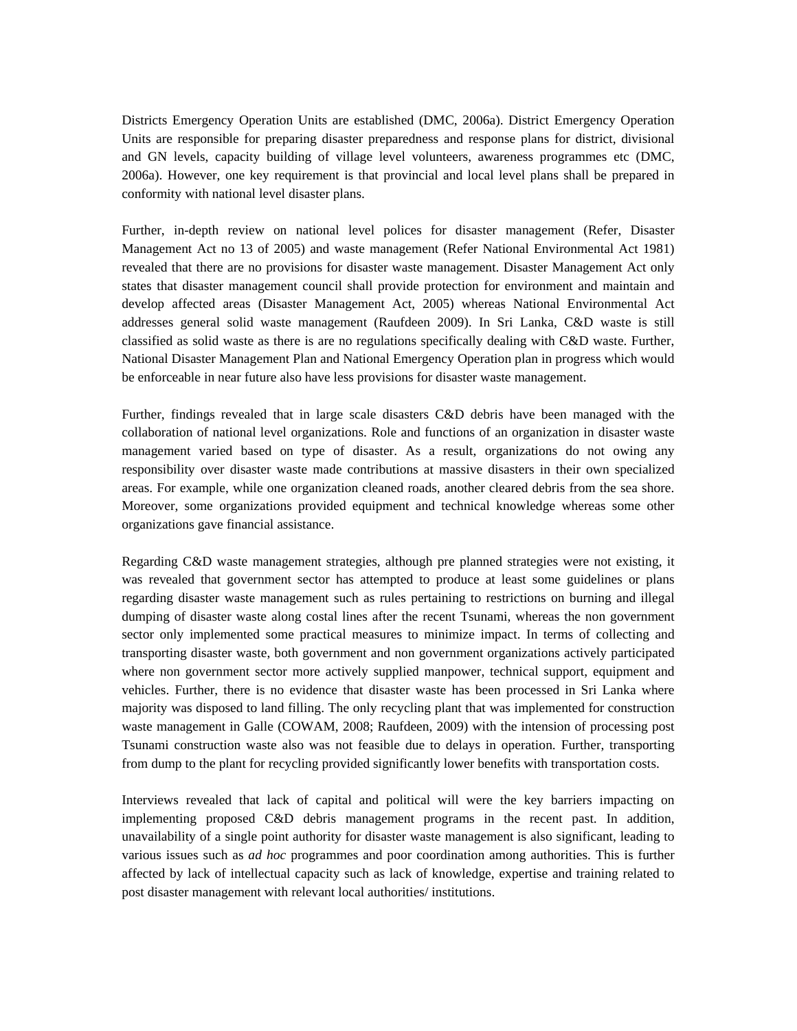Districts Emergency Operation Units are established (DMC, 2006a). District Emergency Operation Units are responsible for preparing disaster preparedness and response plans for district, divisional and GN levels, capacity building of village level volunteers, awareness programmes etc (DMC, 2006a). However, one key requirement is that provincial and local level plans shall be prepared in conformity with national level disaster plans.

Further, in-depth review on national level polices for disaster management (Refer, Disaster Management Act no 13 of 2005) and waste management (Refer National Environmental Act 1981) revealed that there are no provisions for disaster waste management. Disaster Management Act only states that disaster management council shall provide protection for environment and maintain and develop affected areas (Disaster Management Act, 2005) whereas National Environmental Act addresses general solid waste management (Raufdeen 2009). In Sri Lanka, C&D waste is still classified as solid waste as there is are no regulations specifically dealing with C&D waste. Further, National Disaster Management Plan and National Emergency Operation plan in progress which would be enforceable in near future also have less provisions for disaster waste management.

Further, findings revealed that in large scale disasters C&D debris have been managed with the collaboration of national level organizations. Role and functions of an organization in disaster waste management varied based on type of disaster. As a result, organizations do not owing any responsibility over disaster waste made contributions at massive disasters in their own specialized areas. For example, while one organization cleaned roads, another cleared debris from the sea shore. Moreover, some organizations provided equipment and technical knowledge whereas some other organizations gave financial assistance.

Regarding C&D waste management strategies, although pre planned strategies were not existing, it was revealed that government sector has attempted to produce at least some guidelines or plans regarding disaster waste management such as rules pertaining to restrictions on burning and illegal dumping of disaster waste along costal lines after the recent Tsunami, whereas the non government sector only implemented some practical measures to minimize impact. In terms of collecting and transporting disaster waste, both government and non government organizations actively participated where non government sector more actively supplied manpower, technical support, equipment and vehicles. Further, there is no evidence that disaster waste has been processed in Sri Lanka where majority was disposed to land filling. The only recycling plant that was implemented for construction waste management in Galle (COWAM, 2008; Raufdeen, 2009) with the intension of processing post Tsunami construction waste also was not feasible due to delays in operation. Further, transporting from dump to the plant for recycling provided significantly lower benefits with transportation costs.

Interviews revealed that lack of capital and political will were the key barriers impacting on implementing proposed C&D debris management programs in the recent past. In addition, unavailability of a single point authority for disaster waste management is also significant, leading to various issues such as *ad hoc* programmes and poor coordination among authorities. This is further affected by lack of intellectual capacity such as lack of knowledge, expertise and training related to post disaster management with relevant local authorities/ institutions.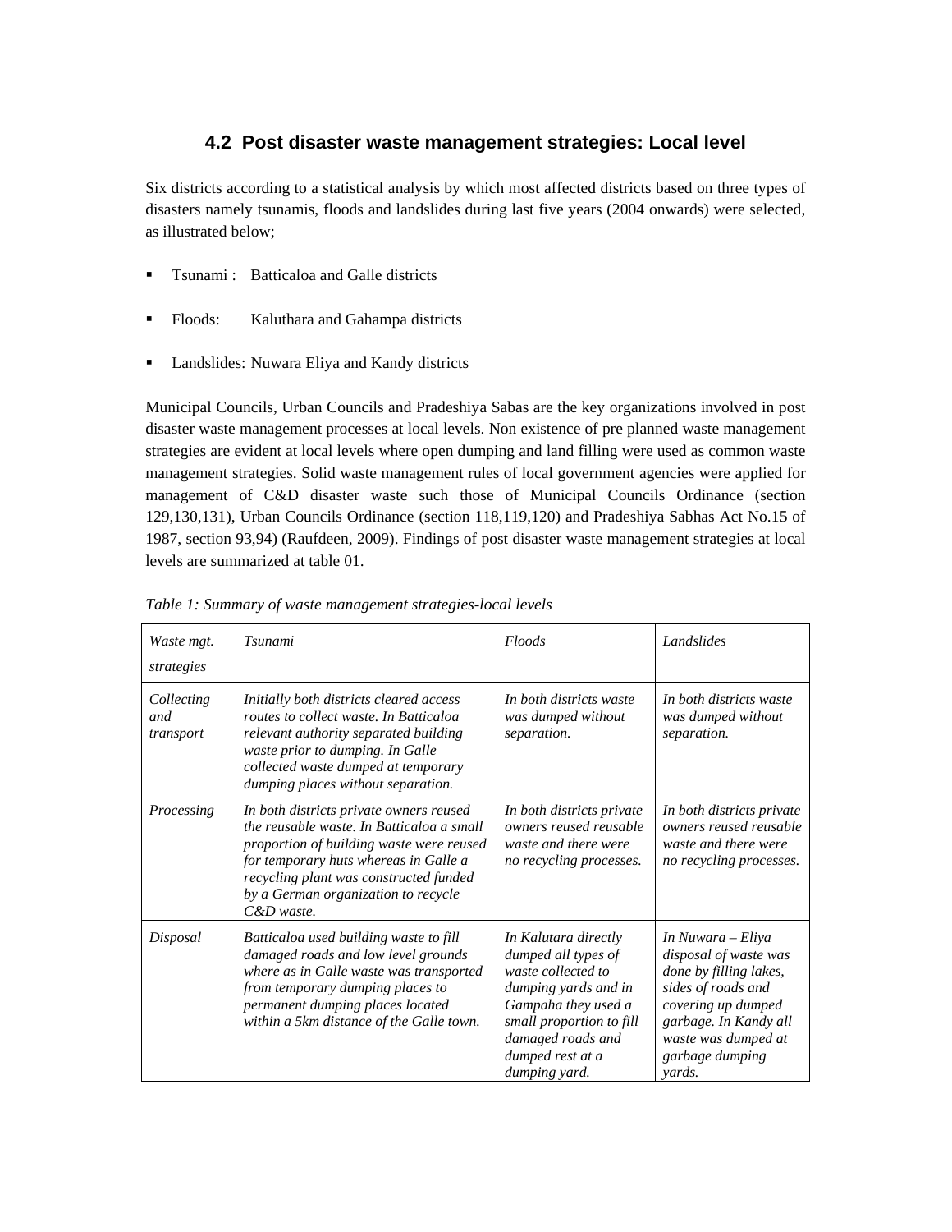### 4.2 Post disaster waste management strategies: Local level

Six districts according to a statistical analysis by which most affected districts based on three types of disasters namely tsunamis, floods and landslides during last five years (2004 onwards) were selected, as illustrated below;

- Tsunami : Batticaloa and Galle districts
- Floods: Kaluthara and Gahampa districts
- Landslides: Nuwara Eliya and Kandy districts

Municipal Councils, Urban Councils and Pradeshiya Sabas are the key organizations involved in post disaster waste management processes at local levels. Non existence of pre planned waste management strategies are evident at local levels where open dumping and land filling were used as common waste management strategies. Solid waste management rules of local government agencies were applied for management of C&D disaster waste such those of Municipal Councils Ordinance (section 129,130,131), Urban Councils Ordinance (section 118,119,120) and Pradeshiya Sabhas Act No.15 of 1987, section 93,94) (Raufdeen, 2009). Findings of post disaster waste management strategies at local levels are summarized at table 01.

*Table 1: Summary of waste management strategies-local levels*

| *Waste mgt. strategies* | *Tsunami* | *Floods* | *Landslides* |
|---|---|---|---|
| *Collecting and transport* | *Initially both districts cleared access routes to collect waste. In Batticaloa relevant authority separated building waste prior to dumping. In Galle collected waste dumped at temporary dumping places without separation.* | *In both districts waste was dumped without separation.* | *In both districts waste was dumped without separation.* |
| *Processing* | *In both districts private owners reused the reusable waste. In Batticaloa a small proportion of building waste were reused for temporary huts whereas in Galle a recycling plant was constructed funded by a German organization to recycle C&D waste.* | *In both districts private owners reused reusable waste and there were no recycling processes.* | *In both districts private owners reused reusable waste and there were no recycling processes.* |
| *Disposal* | *Batticaloa used building waste to fill damaged roads and low level grounds where as in Galle waste was transported from temporary dumping places to permanent dumping places located within a 5km distance of the Galle town.* | *In Kalutara directly dumped all types of waste collected to dumping yards and in Gampaha they used a small proportion to fill damaged roads and dumped rest at a dumping yard.* | *In Nuwara – Eliya disposal of waste was done by filling lakes, sides of roads and covering up dumped garbage. In Kandy all waste was dumped at garbage dumping yards.* |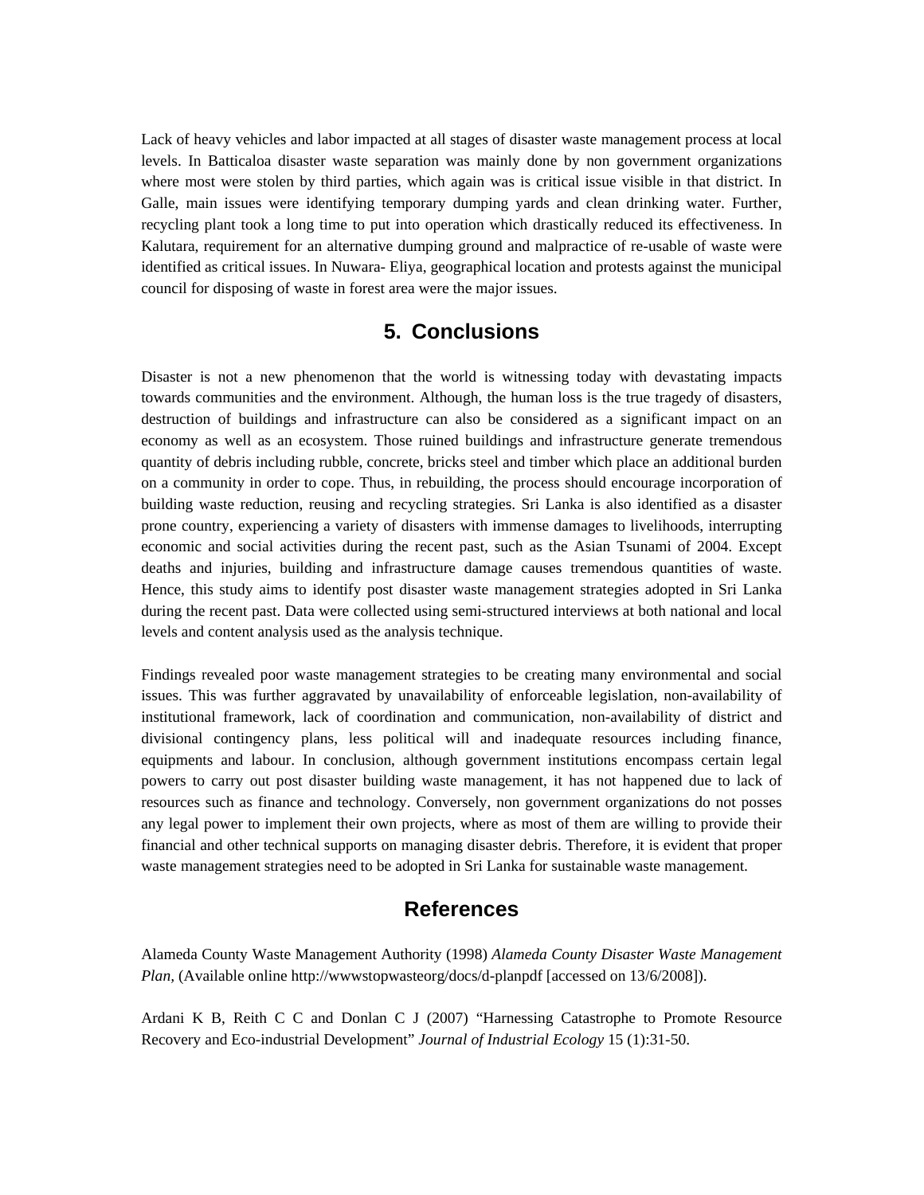Lack of heavy vehicles and labor impacted at all stages of disaster waste management process at local levels. In Batticaloa disaster waste separation was mainly done by non government organizations where most were stolen by third parties, which again was is critical issue visible in that district. In Galle, main issues were identifying temporary dumping yards and clean drinking water. Further, recycling plant took a long time to put into operation which drastically reduced its effectiveness. In Kalutara, requirement for an alternative dumping ground and malpractice of re-usable of waste were identified as critical issues. In Nuwara- Eliya, geographical location and protests against the municipal council for disposing of waste in forest area were the major issues.

## 5. Conclusions

Disaster is not a new phenomenon that the world is witnessing today with devastating impacts towards communities and the environment. Although, the human loss is the true tragedy of disasters, destruction of buildings and infrastructure can also be considered as a significant impact on an economy as well as an ecosystem. Those ruined buildings and infrastructure generate tremendous quantity of debris including rubble, concrete, bricks steel and timber which place an additional burden on a community in order to cope. Thus, in rebuilding, the process should encourage incorporation of building waste reduction, reusing and recycling strategies. Sri Lanka is also identified as a disaster prone country, experiencing a variety of disasters with immense damages to livelihoods, interrupting economic and social activities during the recent past, such as the Asian Tsunami of 2004. Except deaths and injuries, building and infrastructure damage causes tremendous quantities of waste. Hence, this study aims to identify post disaster waste management strategies adopted in Sri Lanka during the recent past. Data were collected using semi-structured interviews at both national and local levels and content analysis used as the analysis technique.

Findings revealed poor waste management strategies to be creating many environmental and social issues. This was further aggravated by unavailability of enforceable legislation, non-availability of institutional framework, lack of coordination and communication, non-availability of district and divisional contingency plans, less political will and inadequate resources including finance, equipments and labour. In conclusion, although government institutions encompass certain legal powers to carry out post disaster building waste management, it has not happened due to lack of resources such as finance and technology. Conversely, non government organizations do not posses any legal power to implement their own projects, where as most of them are willing to provide their financial and other technical supports on managing disaster debris. Therefore, it is evident that proper waste management strategies need to be adopted in Sri Lanka for sustainable waste management.

## References

Alameda County Waste Management Authority (1998) *Alameda County Disaster Waste Management Plan,* (Available online http://wwwstopwasteorg/docs/d-planpdf [accessed on 13/6/2008]).

Ardani K B, Reith C C and Donlan C J (2007) "Harnessing Catastrophe to Promote Resource Recovery and Eco-industrial Development" *Journal of Industrial Ecology* 15 (1):31-50.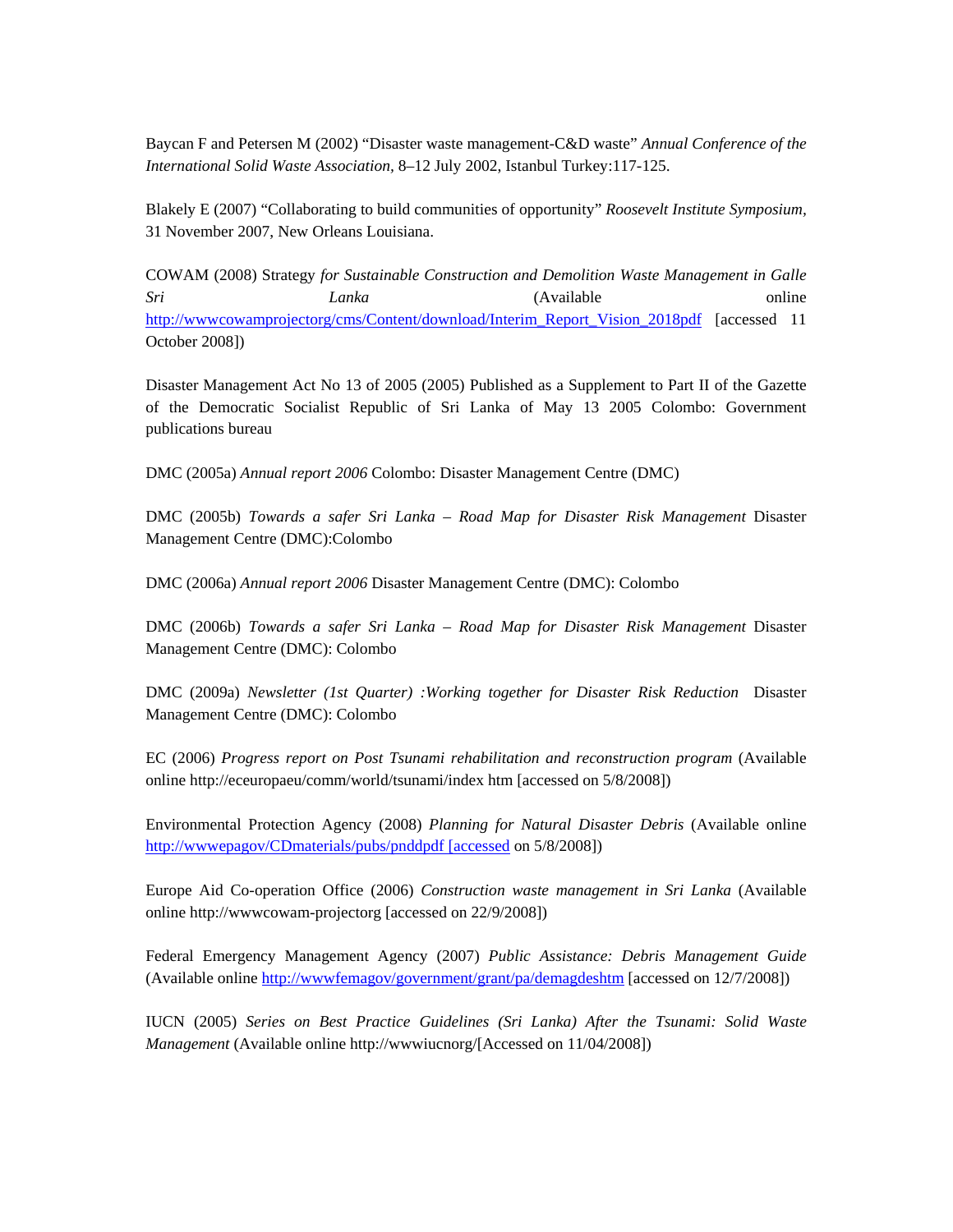Baycan F and Petersen M (2002) "Disaster waste management-C&D waste" *Annual Conference of the International Solid Waste Association*, 8–12 July 2002, Istanbul Turkey:117-125.

Blakely E (2007) "Collaborating to build communities of opportunity" *Roosevelt Institute Symposium*, 31 November 2007, New Orleans Louisiana.

COWAM (2008) Strategy *for Sustainable Construction and Demolition Waste Management in Galle Sri Lanka* (Available online http://wwwcowamprojectorg/cms/Content/download/Interim_Report_Vision_2018pdf [accessed 11 October 2008])

Disaster Management Act No 13 of 2005 (2005) Published as a Supplement to Part II of the Gazette of the Democratic Socialist Republic of Sri Lanka of May 13 2005 Colombo: Government publications bureau

DMC (2005a) *Annual report 2006* Colombo: Disaster Management Centre (DMC)

DMC (2005b) *Towards a safer Sri Lanka – Road Map for Disaster Risk Management* Disaster Management Centre (DMC):Colombo

DMC (2006a) *Annual report 2006* Disaster Management Centre (DMC): Colombo

DMC (2006b) *Towards a safer Sri Lanka – Road Map for Disaster Risk Management* Disaster Management Centre (DMC): Colombo

DMC (2009a) *Newsletter (1st Quarter) :Working together for Disaster Risk Reduction* Disaster Management Centre (DMC): Colombo

EC (2006) *Progress report on Post Tsunami rehabilitation and reconstruction program* (Available online http://eceuropaeu/comm/world/tsunami/index htm [accessed on 5/8/2008])

Environmental Protection Agency (2008) *Planning for Natural Disaster Debris* (Available online http://wwwepagov/CDmaterials/pubs/pnddpdf [accessed on 5/8/2008])

Europe Aid Co-operation Office (2006) *Construction waste management in Sri Lanka* (Available online http://wwwcowam-projectorg [accessed on 22/9/2008])

Federal Emergency Management Agency (2007) *Public Assistance: Debris Management Guide* (Available online http://wwwfemagov/government/grant/pa/demagdeshtm [accessed on 12/7/2008])

IUCN (2005) *Series on Best Practice Guidelines (Sri Lanka) After the Tsunami: Solid Waste Management* (Available online http://wwwiucnorg/[Accessed on 11/04/2008])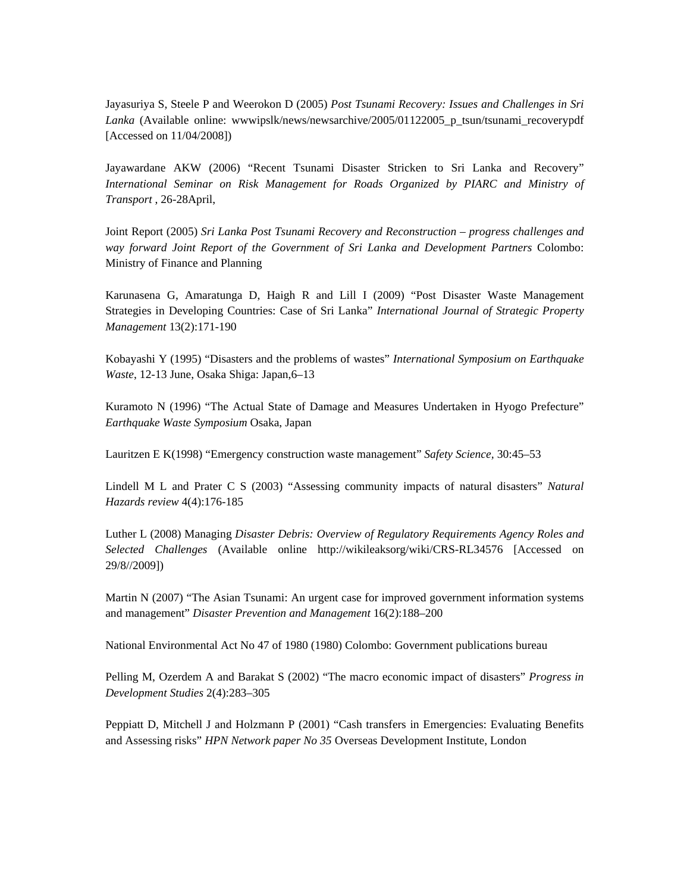Jayasuriya S, Steele P and Weerokon D (2005) *Post Tsunami Recovery: Issues and Challenges in Sri Lanka* (Available online: wwwipslk/news/newsarchive/2005/01122005_p_tsun/tsunami_recoverypdf [Accessed on 11/04/2008])

Jayawardane AKW (2006) "Recent Tsunami Disaster Stricken to Sri Lanka and Recovery" *International Seminar on Risk Management for Roads Organized by PIARC and Ministry of Transport* , 26-28April,

Joint Report (2005) *Sri Lanka Post Tsunami Recovery and Reconstruction – progress challenges and way forward Joint Report of the Government of Sri Lanka and Development Partners* Colombo: Ministry of Finance and Planning

Karunasena G, Amaratunga D, Haigh R and Lill I (2009) "Post Disaster Waste Management Strategies in Developing Countries: Case of Sri Lanka" *International Journal of Strategic Property Management* 13(2):171-190

Kobayashi Y (1995) "Disasters and the problems of wastes" *International Symposium on Earthquake Waste*, 12-13 June, Osaka Shiga: Japan,6–13

Kuramoto N (1996) "The Actual State of Damage and Measures Undertaken in Hyogo Prefecture" *Earthquake Waste Symposium* Osaka, Japan

Lauritzen E K(1998) "Emergency construction waste management" *Safety Science*, 30:45–53

Lindell M L and Prater C S (2003) "Assessing community impacts of natural disasters" *Natural Hazards review* 4(4):176-185

Luther L (2008) Managing *Disaster Debris: Overview of Regulatory Requirements Agency Roles and Selected Challenges* (Available online http://wikileaksorg/wiki/CRS-RL34576 [Accessed on 29/8//2009])

Martin N (2007) "The Asian Tsunami: An urgent case for improved government information systems and management" *Disaster Prevention and Management* 16(2):188–200

National Environmental Act No 47 of 1980 (1980) Colombo: Government publications bureau

Pelling M, Ozerdem A and Barakat S (2002) "The macro economic impact of disasters" *Progress in Development Studies* 2(4):283–305

Peppiatt D, Mitchell J and Holzmann P (2001) "Cash transfers in Emergencies: Evaluating Benefits and Assessing risks" *HPN Network paper No 35* Overseas Development Institute, London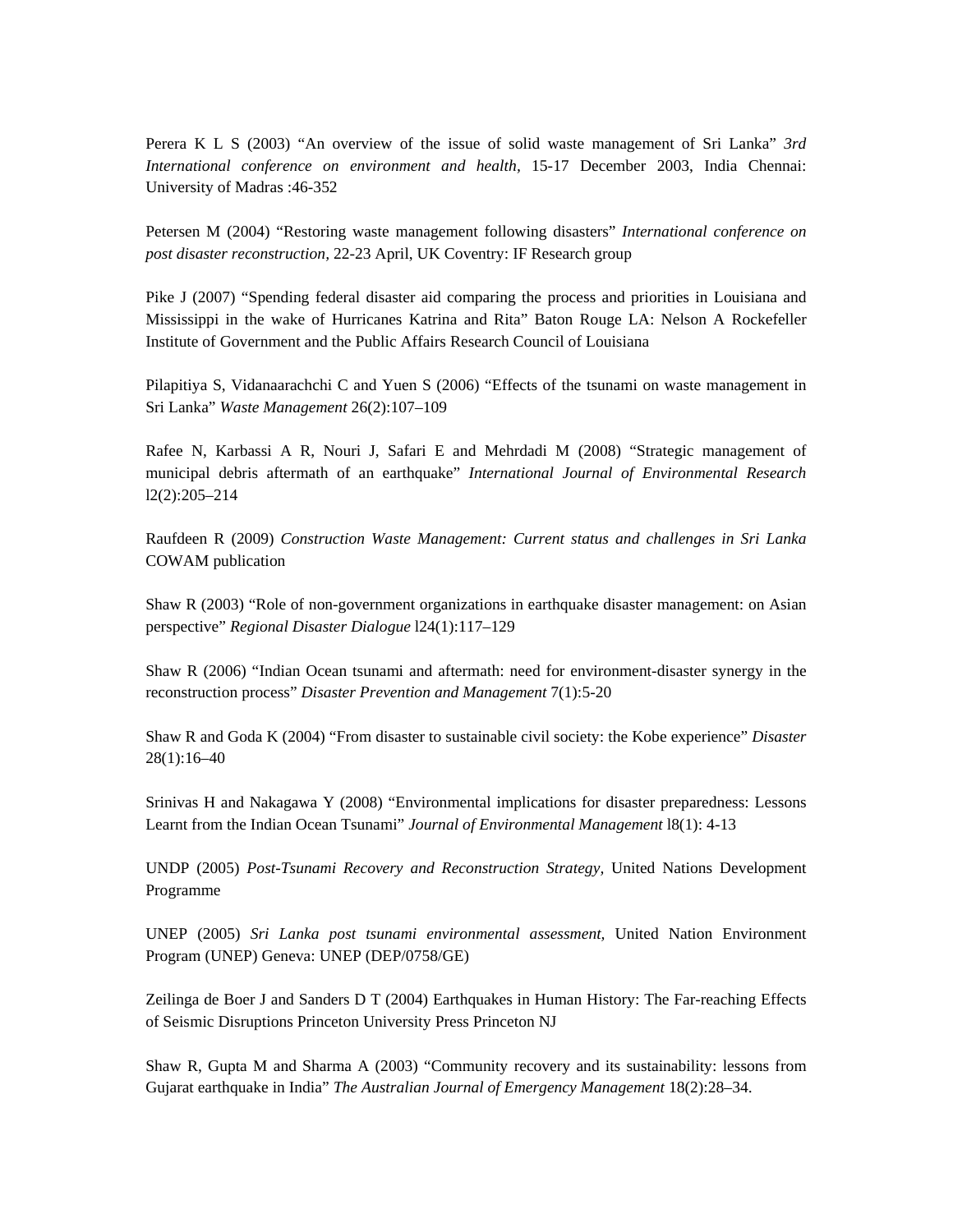Perera K L S (2003) “An overview of the issue of solid waste management of Sri Lanka” *3rd International conference on environment and health*, 15-17 December 2003, India Chennai: University of Madras :46-352

Petersen M (2004) “Restoring waste management following disasters” *International conference on post disaster reconstruction*, 22-23 April, UK Coventry: IF Research group

Pike J (2007) “Spending federal disaster aid comparing the process and priorities in Louisiana and Mississippi in the wake of Hurricanes Katrina and Rita” Baton Rouge LA: Nelson A Rockefeller Institute of Government and the Public Affairs Research Council of Louisiana

Pilapitiya S, Vidanaarachchi C and Yuen S (2006) “Effects of the tsunami on waste management in Sri Lanka” *Waste Management* 26(2):107–109

Rafee N, Karbassi A R, Nouri J, Safari E and Mehrdadi M (2008) “Strategic management of municipal debris aftermath of an earthquake” *International Journal of Environmental Research* l2(2):205–214

Raufdeen R (2009) *Construction Waste Management: Current status and challenges in Sri Lanka* COWAM publication

Shaw R (2003) “Role of non-government organizations in earthquake disaster management: on Asian perspective” *Regional Disaster Dialogue* l24(1):117–129

Shaw R (2006) “Indian Ocean tsunami and aftermath: need for environment-disaster synergy in the reconstruction process” *Disaster Prevention and Management* 7(1):5-20

Shaw R and Goda K (2004) “From disaster to sustainable civil society: the Kobe experience” *Disaster* 28(1):16–40

Srinivas H and Nakagawa Y (2008) “Environmental implications for disaster preparedness: Lessons Learnt from the Indian Ocean Tsunami” *Journal of Environmental Management* l8(1): 4-13

UNDP (2005) *Post-Tsunami Recovery and Reconstruction Strategy*, United Nations Development Programme

UNEP (2005) *Sri Lanka post tsunami environmental assessment*, United Nation Environment Program (UNEP) Geneva: UNEP (DEP/0758/GE)

Zeilinga de Boer J and Sanders D T (2004) Earthquakes in Human History: The Far-reaching Effects of Seismic Disruptions Princeton University Press Princeton NJ

Shaw R, Gupta M and Sharma A (2003) “Community recovery and its sustainability: lessons from Gujarat earthquake in India” *The Australian Journal of Emergency Management* 18(2):28–34.